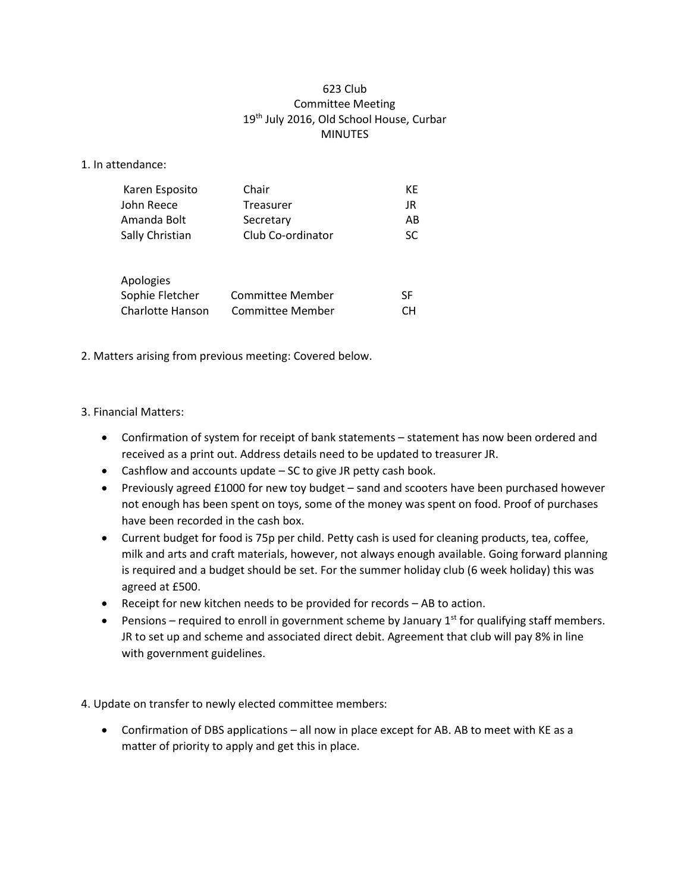# 623 Club
## Committee Meeting
### 19th July 2016, Old School House, Curbar
### MINUTES

1. In attendance:

| | | |
|---|---|---|
| Karen Esposito | Chair | KE |
| John Reece | Treasurer | JR |
| Amanda Bolt | Secretary | AB |
| Sally Christian | Club Co-ordinator | SC |

Apologies

| | | |
|---|---|---|
| Sophie Fletcher | Committee Member | SF |
| Charlotte Hanson | Committee Member | CH |

2. Matters arising from previous meeting: Covered below.

3. Financial Matters:

- Confirmation of system for receipt of bank statements – statement has now been ordered and received as a print out. Address details need to be updated to treasurer JR.
- Cashflow and accounts update – SC to give JR petty cash book.
- Previously agreed £1000 for new toy budget – sand and scooters have been purchased however not enough has been spent on toys, some of the money was spent on food. Proof of purchases have been recorded in the cash box.
- Current budget for food is 75p per child. Petty cash is used for cleaning products, tea, coffee, milk and arts and craft materials, however, not always enough available. Going forward planning is required and a budget should be set. For the summer holiday club (6 week holiday) this was agreed at £500.
- Receipt for new kitchen needs to be provided for records – AB to action.
- Pensions – required to enroll in government scheme by January 1st for qualifying staff members. JR to set up and scheme and associated direct debit. Agreement that club will pay 8% in line with government guidelines.

4. Update on transfer to newly elected committee members:

- Confirmation of DBS applications – all now in place except for AB. AB to meet with KE as a matter of priority to apply and get this in place.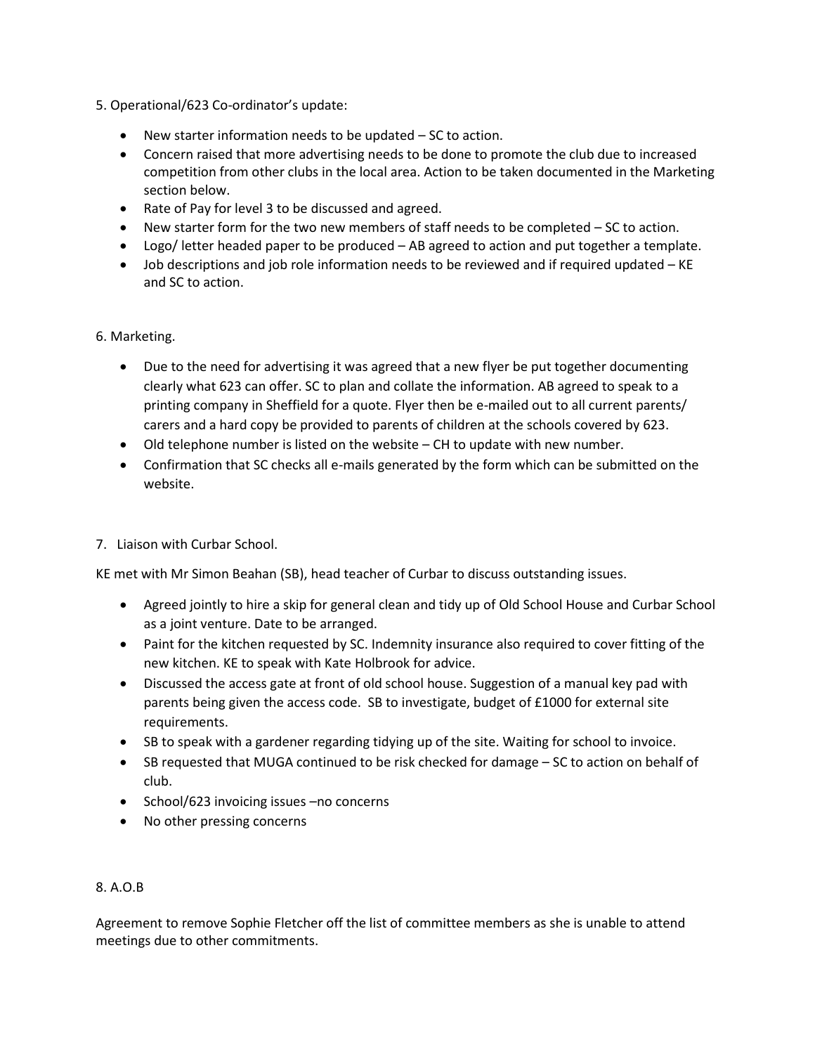5. Operational/623 Co-ordinator's update:

- New starter information needs to be updated – SC to action.
- Concern raised that more advertising needs to be done to promote the club due to increased competition from other clubs in the local area. Action to be taken documented in the Marketing section below.
- Rate of Pay for level 3 to be discussed and agreed.
- New starter form for the two new members of staff needs to be completed – SC to action.
- Logo/ letter headed paper to be produced – AB agreed to action and put together a template.
- Job descriptions and job role information needs to be reviewed and if required updated – KE and SC to action.

6. Marketing.

- Due to the need for advertising it was agreed that a new flyer be put together documenting clearly what 623 can offer. SC to plan and collate the information. AB agreed to speak to a printing company in Sheffield for a quote. Flyer then be e-mailed out to all current parents/ carers and a hard copy be provided to parents of children at the schools covered by 623.
- Old telephone number is listed on the website – CH to update with new number.
- Confirmation that SC checks all e-mails generated by the form which can be submitted on the website.

7. Liaison with Curbar School.

KE met with Mr Simon Beahan (SB), head teacher of Curbar to discuss outstanding issues.

- Agreed jointly to hire a skip for general clean and tidy up of Old School House and Curbar School as a joint venture. Date to be arranged.
- Paint for the kitchen requested by SC. Indemnity insurance also required to cover fitting of the new kitchen. KE to speak with Kate Holbrook for advice.
- Discussed the access gate at front of old school house. Suggestion of a manual key pad with parents being given the access code. SB to investigate, budget of £1000 for external site requirements.
- SB to speak with a gardener regarding tidying up of the site. Waiting for school to invoice.
- SB requested that MUGA continued to be risk checked for damage – SC to action on behalf of club.
- School/623 invoicing issues –no concerns
- No other pressing concerns

8. A.O.B

Agreement to remove Sophie Fletcher off the list of committee members as she is unable to attend meetings due to other commitments.